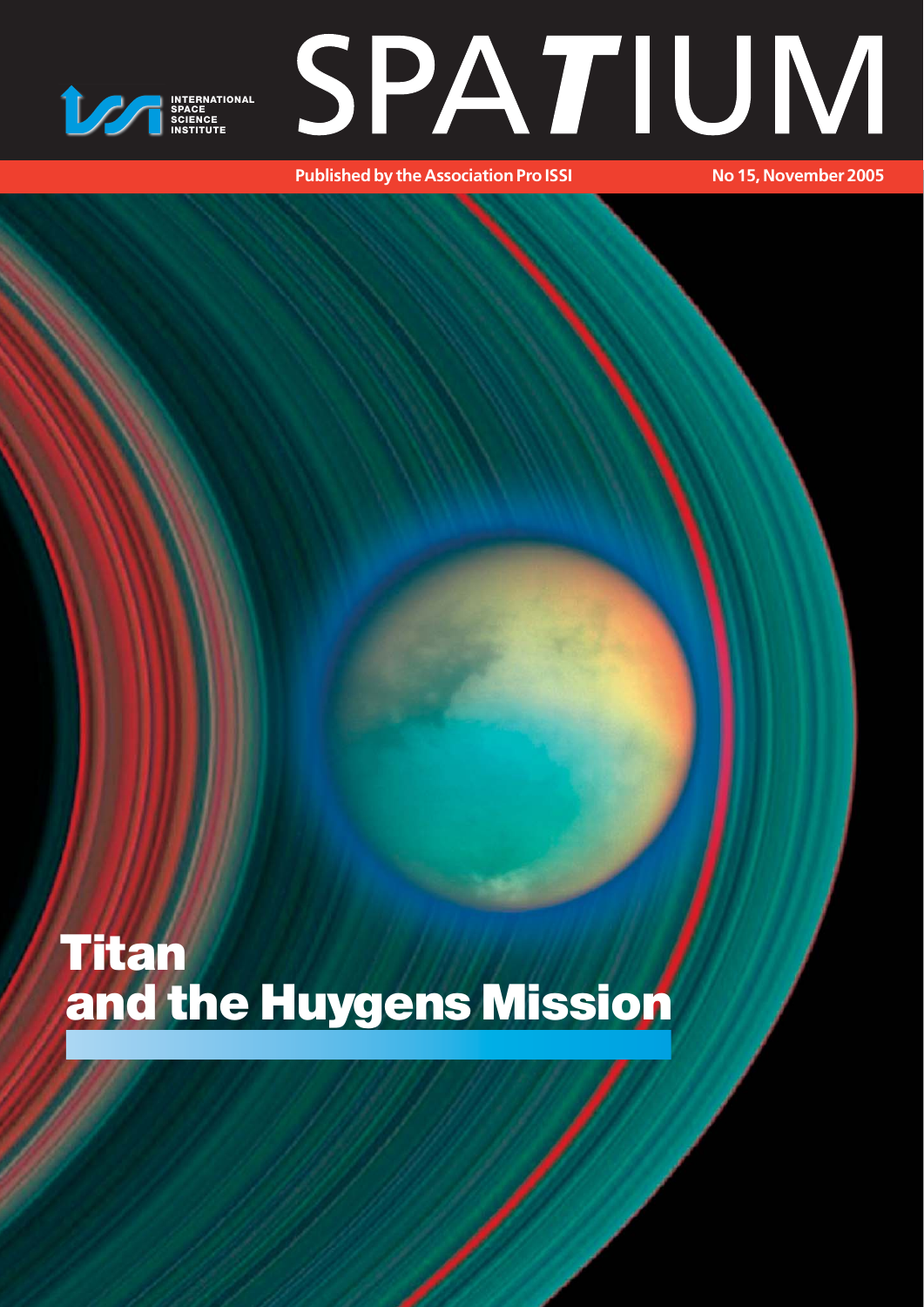INTERNATIONAL SPACE SCIENCE INSTITUTE

# SPATIUM

**Published by the Association Pro ISSI** **No 15, November 2005**

# Titan and the Huygens Mission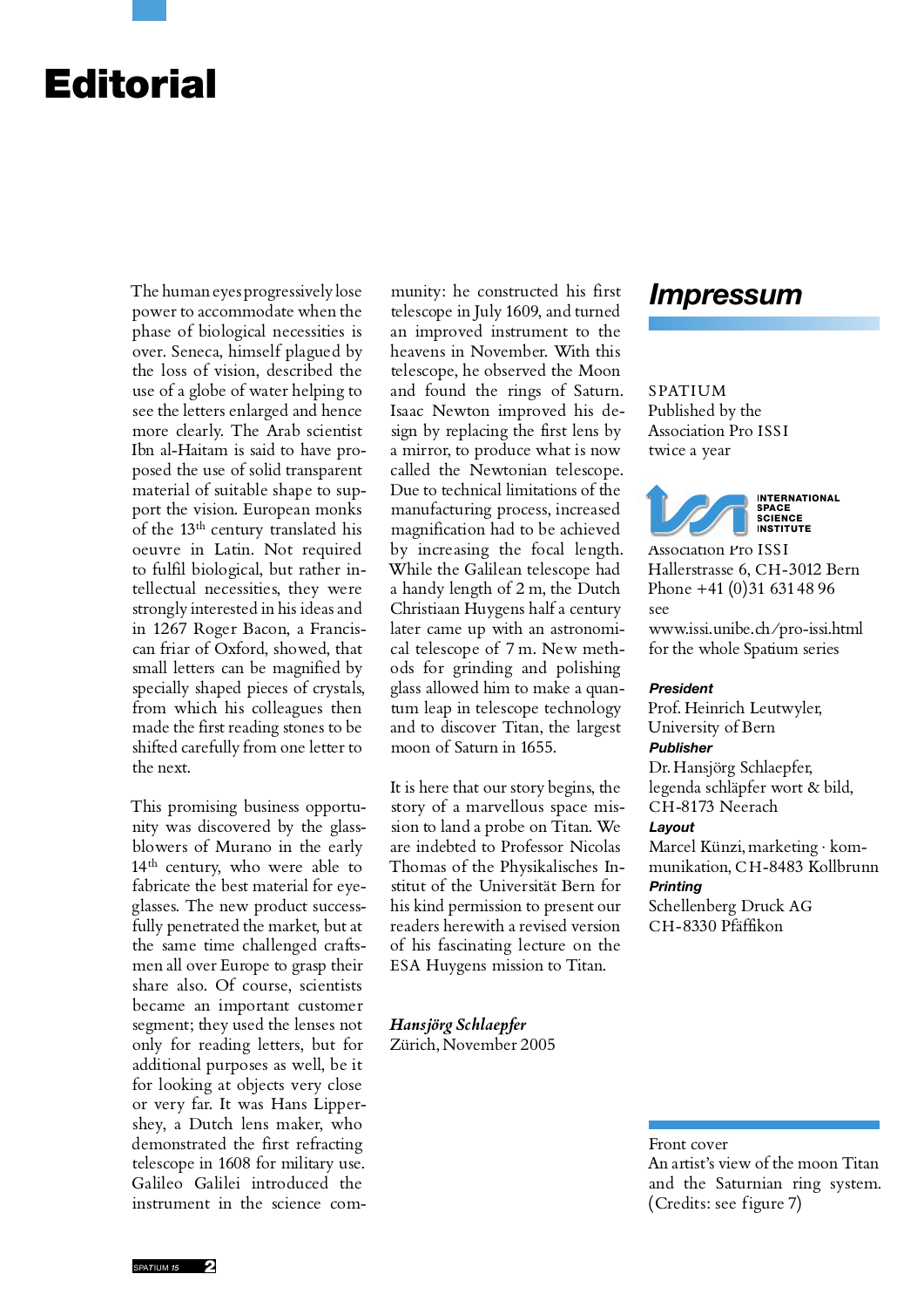# Editorial

The human eyes progressively lose power to accommodate when the phase of biological necessities is over. Seneca, himself plagued by the loss of vision, described the use of a globe of water helping to see the letters enlarged and hence more clearly. The Arab scientist Ibn al-Haitam is said to have proposed the use of solid transparent material of suitable shape to support the vision. European monks of the 13th century translated his oeuvre in Latin. Not required to fulfil biological, but rather intellectual necessities, they were strongly interested in his ideas and in 1267 Roger Bacon, a Franciscan friar of Oxford, showed, that small letters can be magnified by specially shaped pieces of crystals, from which his colleagues then made the first reading stones to be shifted carefully from one letter to the next.

This promising business opportunity was discovered by the glassblowers of Murano in the early 14th century, who were able to fabricate the best material for eyeglasses. The new product successfully penetrated the market, but at the same time challenged craftsmen all over Europe to grasp their share also. Of course, scientists became an important customer segment; they used the lenses not only for reading letters, but for additional purposes as well, be it for looking at objects very close or very far. It was Hans Lippershey, a Dutch lens maker, who demonstrated the first refracting telescope in 1608 for military use. Galileo Galilei introduced the instrument in the science community: he constructed his first telescope in July 1609, and turned an improved instrument to the heavens in November. With this telescope, he observed the Moon and found the rings of Saturn. Isaac Newton improved his design by replacing the first lens by a mirror, to produce what is now called the Newtonian telescope. Due to technical limitations of the manufacturing process, increased magnification had to be achieved by increasing the focal length. While the Galilean telescope had a handy length of 2 m, the Dutch Christiaan Huygens half a century later came up with an astronomical telescope of 7 m. New methods for grinding and polishing glass allowed him to make a quantum leap in telescope technology and to discover Titan, the largest moon of Saturn in 1655.

It is here that our story begins, the story of a marvellous space mission to land a probe on Titan. We are indebted to Professor Nicolas Thomas of the Physikalisches Institut of the Universität Bern for his kind permission to present our readers herewith a revised version of his fascinating lecture on the ESA Huygens mission to Titan.

***Hansjörg Schlaepfer***
Zürich, November 2005

## Impressum

SPATIUM
Published by the Association Pro ISSI twice a year

INTERNATIONAL SPACE SCIENCE INSTITUTE

Association Pro ISSI
Hallerstrasse 6, CH-3012 Bern
Phone +41 (0)31 631 48 96
see
www.issi.unibe.ch/pro-issi.html
for the whole Spatium series

***President***
Prof. Heinrich Leutwyler,
University of Bern

***Publisher***
Dr. Hansjörg Schlaepfer,
legenda schläpfer wort & bild,
CH-8173 Neerach

***Layout***
Marcel Künzi, marketing · kommunikation, CH-8483 Kollbrunn

***Printing***
Schellenberg Druck AG
CH-8330 Pfäffikon

Front cover
An artist's view of the moon Titan and the Saturnian ring system. (Credits: see figure 7)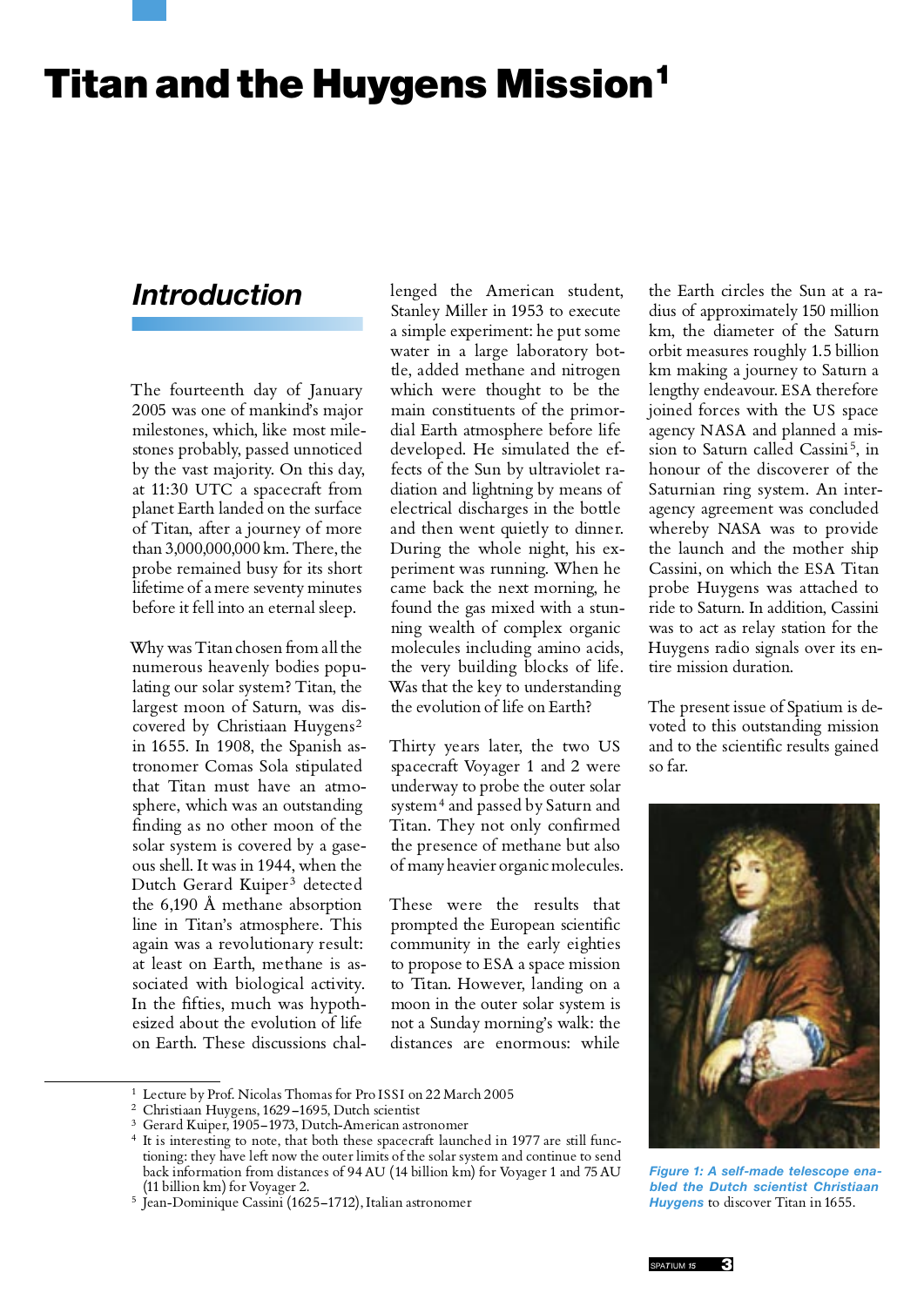# Titan and the Huygens Mission[1]

## Introduction

The fourteenth day of January 2005 was one of mankind's major milestones, which, like most milestones probably, passed unnoticed by the vast majority. On this day, at 11:30 UTC a spacecraft from planet Earth landed on the surface of Titan, after a journey of more than 3,000,000,000 km. There, the probe remained busy for its short lifetime of a mere seventy minutes before it fell into an eternal sleep.

Why was Titan chosen from all the numerous heavenly bodies populating our solar system? Titan, the largest moon of Saturn, was discovered by Christiaan Huygens[2] in 1655. In 1908, the Spanish astronomer Comas Sola stipulated that Titan must have an atmosphere, which was an outstanding finding as no other moon of the solar system is covered by a gaseous shell. It was in 1944, when the Dutch Gerard Kuiper[3] detected the 6,190 Å methane absorption line in Titan's atmosphere. This again was a revolutionary result: at least on Earth, methane is associated with biological activity. In the fifties, much was hypothesized about the evolution of life on Earth. These discussions challenged the American student, Stanley Miller in 1953 to execute a simple experiment: he put some water in a large laboratory bottle, added methane and nitrogen which were thought to be the main constituents of the primordial Earth atmosphere before life developed. He simulated the effects of the Sun by ultraviolet radiation and lightning by means of electrical discharges in the bottle and then went quietly to dinner. During the whole night, his experiment was running. When he came back the next morning, he found the gas mixed with a stunning wealth of complex organic molecules including amino acids, the very building blocks of life. Was that the key to understanding the evolution of life on Earth?

Thirty years later, the two US spacecraft Voyager 1 and 2 were underway to probe the outer solar system[4] and passed by Saturn and Titan. They not only confirmed the presence of methane but also of many heavier organic molecules.

These were the results that prompted the European scientific community in the early eighties to propose to ESA a space mission to Titan. However, landing on a moon in the outer solar system is not a Sunday morning's walk: the distances are enormous: while the Earth circles the Sun at a radius of approximately 150 million km, the diameter of the Saturn orbit measures roughly 1.5 billion km making a journey to Saturn a lengthy endeavour. ESA therefore joined forces with the US space agency NASA and planned a mission to Saturn called Cassini[5], in honour of the discoverer of the Saturnian ring system. An inter-agency agreement was concluded whereby NASA was to provide the launch and the mother ship Cassini, on which the ESA Titan probe Huygens was attached to ride to Saturn. In addition, Cassini was to act as relay station for the Huygens radio signals over its entire mission duration.

The present issue of Spatium is devoted to this outstanding mission and to the scientific results gained so far.

*Figure 1: A self-made telescope enabled the Dutch scientist Christiaan Huygens* to discover Titan in 1655.

---

[1] Lecture by Prof. Nicolas Thomas for Pro ISSI on 22 March 2005

[2] Christiaan Huygens, 1629–1695, Dutch scientist

[3] Gerard Kuiper, 1905–1973, Dutch-American astronomer

[4] It is interesting to note, that both these spacecraft launched in 1977 are still functioning: they have left now the outer limits of the solar system and continue to send back information from distances of 94 AU (14 billion km) for Voyager 1 and 75 AU (11 billion km) for Voyager 2.

[5] Jean-Dominique Cassini (1625–1712), Italian astronomer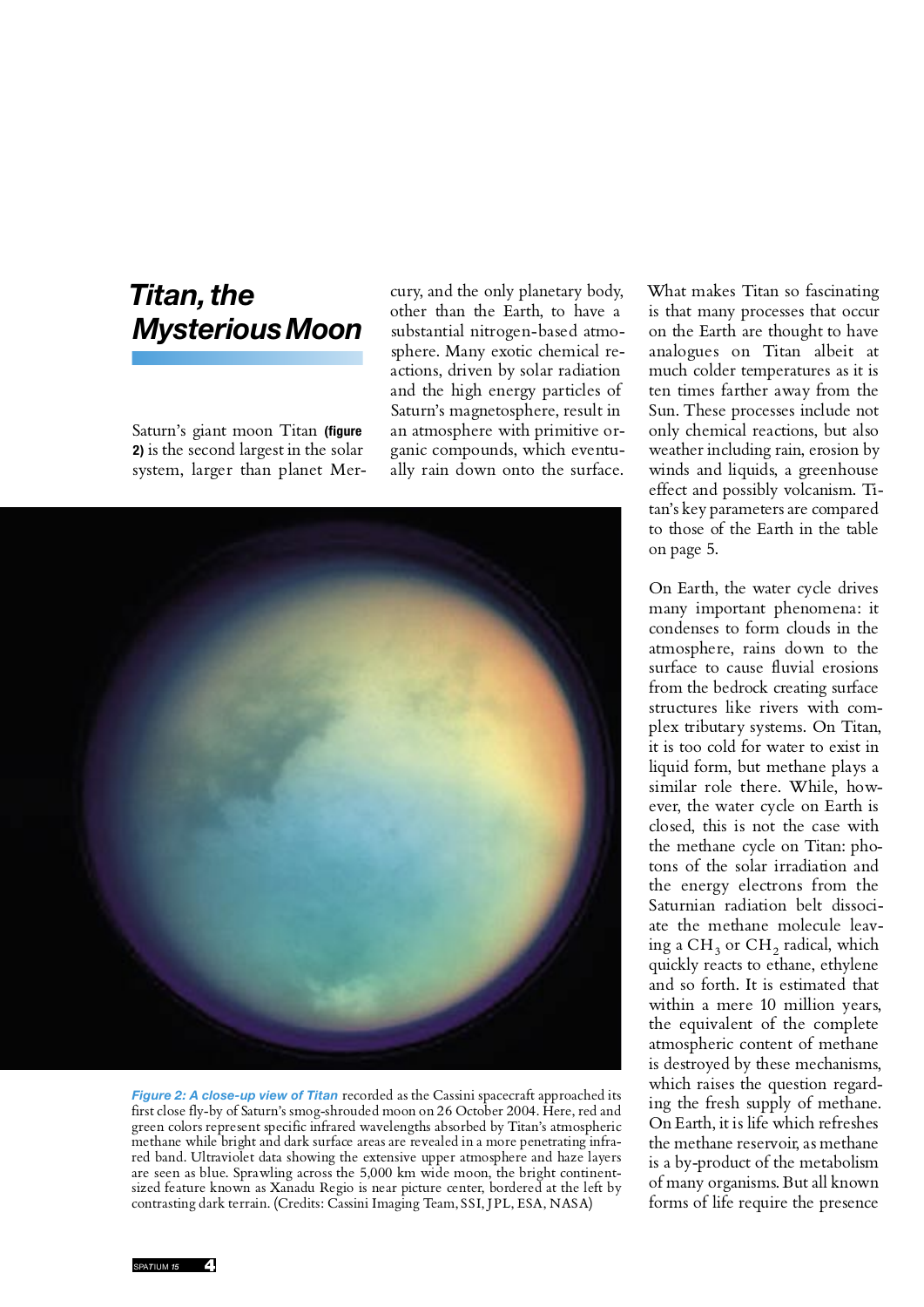# Titan, the Mysterious Moon

Saturn's giant moon Titan **(figure 2)** is the second largest in the solar system, larger than planet Mercury, and the only planetary body, other than the Earth, to have a substantial nitrogen-based atmosphere. Many exotic chemical reactions, driven by solar radiation and the high energy particles of Saturn's magnetosphere, result in an atmosphere with primitive organic compounds, which eventually rain down onto the surface.

*Figure 2: A close-up view of Titan* recorded as the Cassini spacecraft approached its first close fly-by of Saturn's smog-shrouded moon on 26 October 2004. Here, red and green colors represent specific infrared wavelengths absorbed by Titan's atmospheric methane while bright and dark surface areas are revealed in a more penetrating infrared band. Ultraviolet data showing the extensive upper atmosphere and haze layers are seen as blue. Sprawling across the 5,000 km wide moon, the bright continent-sized feature known as Xanadu Regio is near picture center, bordered at the left by contrasting dark terrain. (Credits: Cassini Imaging Team, SSI, JPL, ESA, NASA)

What makes Titan so fascinating is that many processes that occur on the Earth are thought to have analogues on Titan albeit at much colder temperatures as it is ten times farther away from the Sun. These processes include not only chemical reactions, but also weather including rain, erosion by winds and liquids, a greenhouse effect and possibly volcanism. Titan's key parameters are compared to those of the Earth in the table on page 5.

On Earth, the water cycle drives many important phenomena: it condenses to form clouds in the atmosphere, rains down to the surface to cause fluvial erosions from the bedrock creating surface structures like rivers with complex tributary systems. On Titan, it is too cold for water to exist in liquid form, but methane plays a similar role there. While, however, the water cycle on Earth is closed, this is not the case with the methane cycle on Titan: photons of the solar irradiation and the energy electrons from the Saturnian radiation belt dissociate the methane molecule leaving a $CH_3$ or $CH_2$ radical, which quickly reacts to ethane, ethylene and so forth. It is estimated that within a mere 10 million years, the equivalent of the complete atmospheric content of methane is destroyed by these mechanisms, which raises the question regarding the fresh supply of methane. On Earth, it is life which refreshes the methane reservoir, as methane is a by-product of the metabolism of many organisms. But all known forms of life require the presence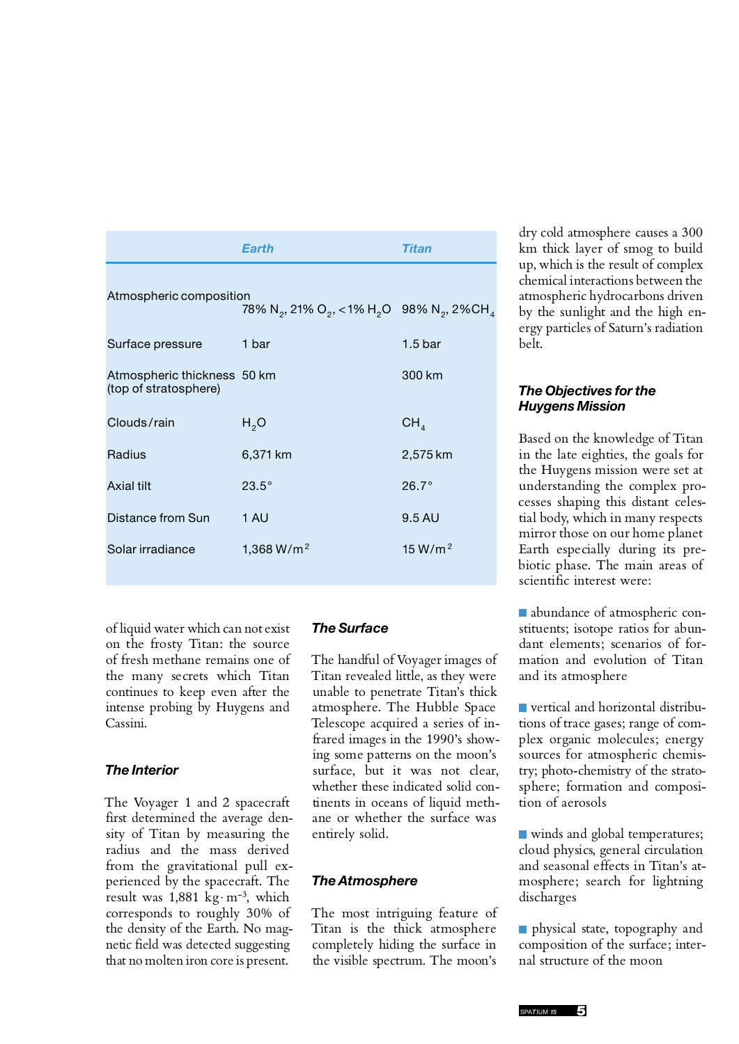| | Earth | Titan |
|---|---|---|
| Atmospheric composition | 78% $N_2$, 21% $O_2$, <1% $H_2O$ | 98% $N_2$, 2%$CH_4$ |
| Surface pressure | 1 bar | 1.5 bar |
| Atmospheric thickness (top of stratosphere) | 50 km | 300 km |
| Clouds/rain | $H_2O$ | $CH_4$ |
| Radius | 6,371 km | 2,575 km |
| Axial tilt | 23.5° | 26.7° |
| Distance from Sun | 1 AU | 9.5 AU |
| Solar irradiance | 1,368 W/m$^2$ | 15 W/m$^2$ |

of liquid water which can not exist on the frosty Titan: the source of fresh methane remains one of the many secrets which Titan continues to keep even after the intense probing by Huygens and Cassini.

### The Interior

The Voyager 1 and 2 spacecraft first determined the average density of Titan by measuring the radius and the mass derived from the gravitational pull experienced by the spacecraft. The result was 1,881 kg·m$^{-3}$, which corresponds to roughly 30% of the density of the Earth. No magnetic field was detected suggesting that no molten iron core is present.

### The Surface

The handful of Voyager images of Titan revealed little, as they were unable to penetrate Titan's thick atmosphere. The Hubble Space Telescope acquired a series of infrared images in the 1990's showing some patterns on the moon's surface, but it was not clear, whether these indicated solid continents in oceans of liquid methane or whether the surface was entirely solid.

### The Atmosphere

The most intriguing feature of Titan is the thick atmosphere completely hiding the surface in the visible spectrum. The moon's dry cold atmosphere causes a 300 km thick layer of smog to build up, which is the result of complex chemical interactions between the atmospheric hydrocarbons driven by the sunlight and the high energy particles of Saturn's radiation belt.

### The Objectives for the Huygens Mission

Based on the knowledge of Titan in the late eighties, the goals for the Huygens mission were set at understanding the complex processes shaping this distant celestial body, which in many respects mirror those on our home planet Earth especially during its prebiotic phase. The main areas of scientific interest were:

- abundance of atmospheric constituents; isotope ratios for abundant elements; scenarios of formation and evolution of Titan and its atmosphere
- vertical and horizontal distributions of trace gases; range of complex organic molecules; energy sources for atmospheric chemistry; photo-chemistry of the stratosphere; formation and composition of aerosols
- winds and global temperatures; cloud physics, general circulation and seasonal effects in Titan's atmosphere; search for lightning discharges
- physical state, topography and composition of the surface; internal structure of the moon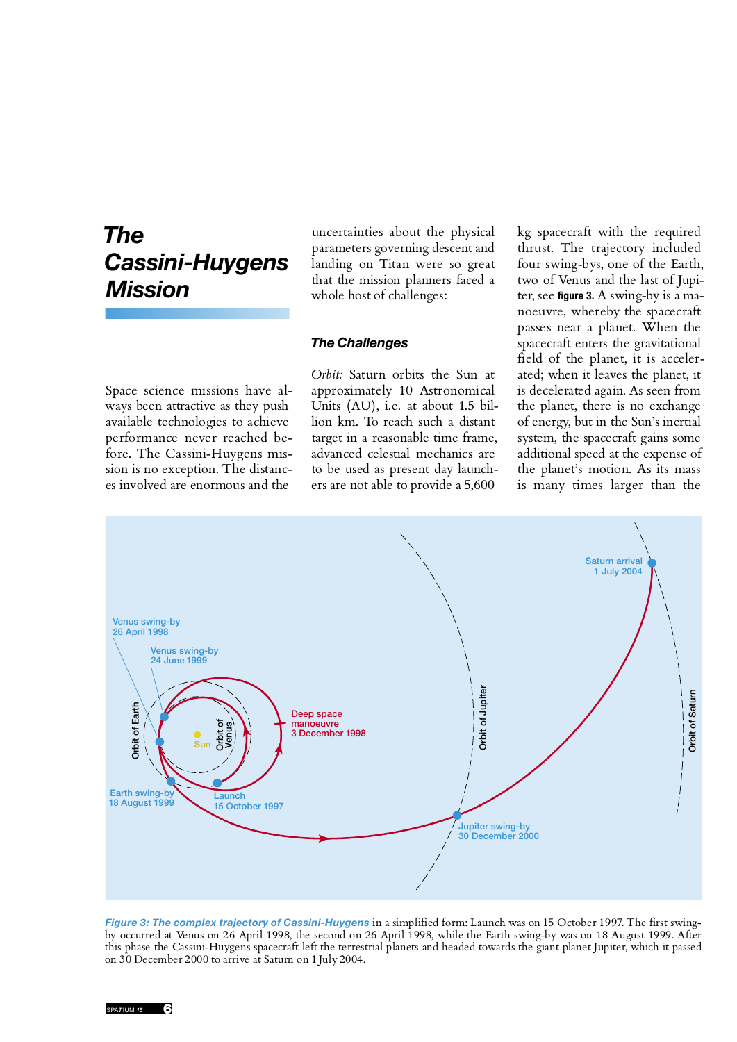# The Cassini-Huygens Mission

Space science missions have always been attractive as they push available technologies to achieve performance never reached before. The Cassini-Huygens mission is no exception. The distances involved are enormous and the uncertainties about the physical parameters governing descent and landing on Titan were so great that the mission planners faced a whole host of challenges:

### The Challenges

*Orbit:* Saturn orbits the Sun at approximately 10 Astronomical Units (AU), i.e. at about 1.5 billion km. To reach such a distant target in a reasonable time frame, advanced celestial mechanics are to be used as present day launchers are not able to provide a 5,600 kg spacecraft with the required thrust. The trajectory included four swing-bys, one of the Earth, two of Venus and the last of Jupiter, see **figure 3.** A swing-by is a manoeuvre, whereby the spacecraft passes near a planet. When the spacecraft enters the gravitational field of the planet, it is accelerated; when it leaves the planet, it is decelerated again. As seen from the planet, there is no exchange of energy, but in the Sun's inertial system, the spacecraft gains some additional speed at the expense of the planet's motion. As its mass is many times larger than the

Venus swing-by
26 April 1998

Venus swing-by
24 June 1999

Orbit of Earth

Sun

Orbit of Venus

Deep space manoeuvre
3 December 1998

Earth swing-by
18 August 1999

Launch
15 October 1997

Orbit of Jupiter

Jupiter swing-by
30 December 2000

Saturn arrival
1 July 2004

Orbit of Saturn

***Figure 3: The complex trajectory of Cassini-Huygens*** in a simplified form: Launch was on 15 October 1997. The first swing-by occurred at Venus on 26 April 1998, the second on 26 April 1998, while the Earth swing-by was on 18 August 1999. After this phase the Cassini-Huygens spacecraft left the terrestrial planets and headed towards the giant planet Jupiter, which it passed on 30 December 2000 to arrive at Saturn on 1 July 2004.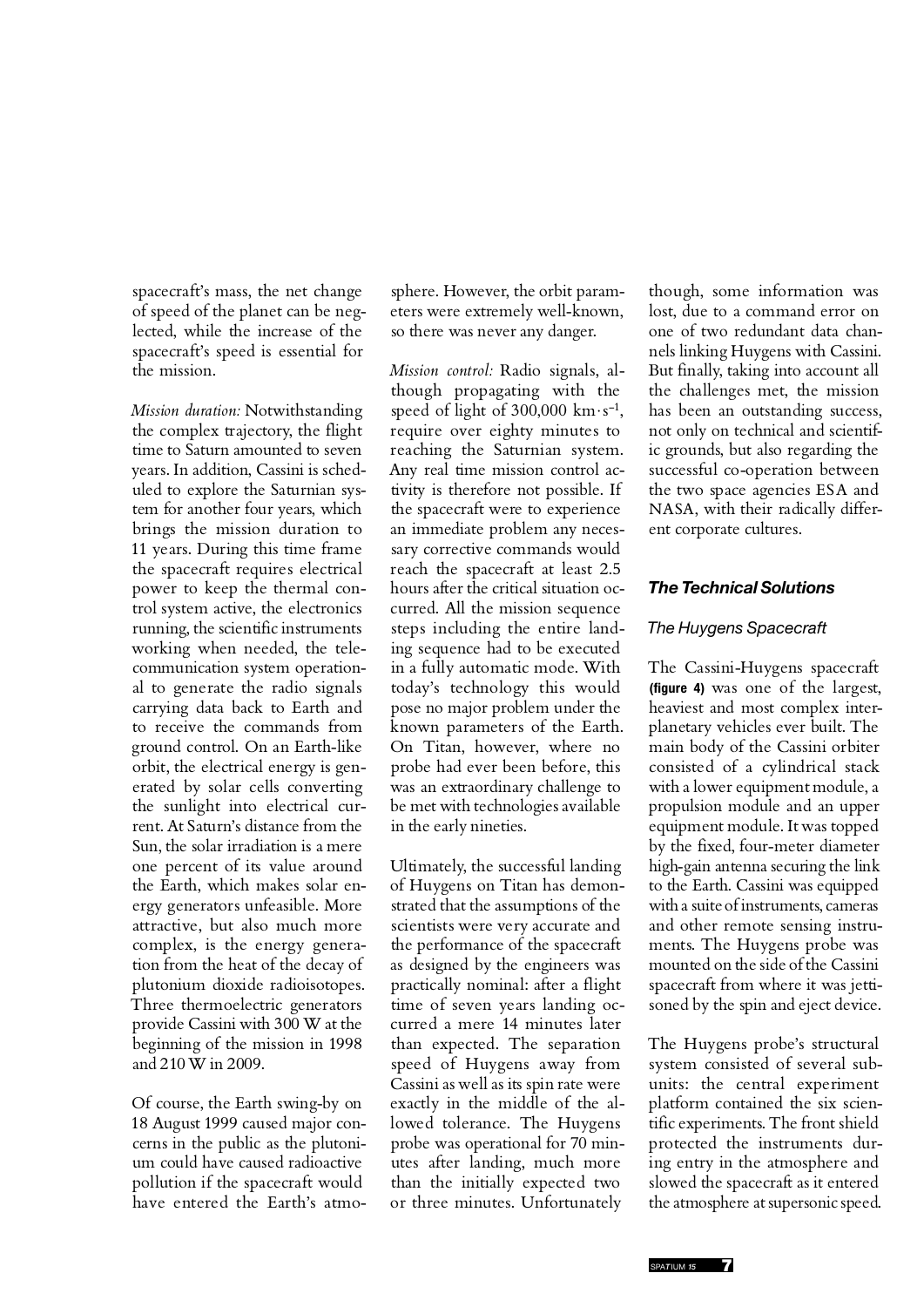spacecraft's mass, the net change of speed of the planet can be neglected, while the increase of the spacecraft's speed is essential for the mission.

*Mission duration:* Notwithstanding the complex trajectory, the flight time to Saturn amounted to seven years. In addition, Cassini is scheduled to explore the Saturnian system for another four years, which brings the mission duration to 11 years. During this time frame the spacecraft requires electrical power to keep the thermal control system active, the electronics running, the scientific instruments working when needed, the telecommunication system operational to generate the radio signals carrying data back to Earth and to receive the commands from ground control. On an Earth-like orbit, the electrical energy is generated by solar cells converting the sunlight into electrical current. At Saturn's distance from the Sun, the solar irradiation is a mere one percent of its value around the Earth, which makes solar energy generators unfeasible. More attractive, but also much more complex, is the energy generation from the heat of the decay of plutonium dioxide radioisotopes. Three thermoelectric generators provide Cassini with 300 W at the beginning of the mission in 1998 and 210 W in 2009.

Of course, the Earth swing-by on 18 August 1999 caused major concerns in the public as the plutonium could have caused radioactive pollution if the spacecraft would have entered the Earth's atmosphere. However, the orbit parameters were extremely well-known, so there was never any danger.

*Mission control:* Radio signals, although propagating with the speed of light of 300,000 km·s$^{-1}$, require over eighty minutes to reaching the Saturnian system. Any real time mission control activity is therefore not possible. If the spacecraft were to experience an immediate problem any necessary corrective commands would reach the spacecraft at least 2.5 hours after the critical situation occurred. All the mission sequence steps including the entire landing sequence had to be executed in a fully automatic mode. With today's technology this would pose no major problem under the known parameters of the Earth. On Titan, however, where no probe had ever been before, this was an extraordinary challenge to be met with technologies available in the early nineties.

Ultimately, the successful landing of Huygens on Titan has demonstrated that the assumptions of the scientists were very accurate and the performance of the spacecraft as designed by the engineers was practically nominal: after a flight time of seven years landing occurred a mere 14 minutes later than expected. The separation speed of Huygens away from Cassini as well as its spin rate were exactly in the middle of the allowed tolerance. The Huygens probe was operational for 70 minutes after landing, much more than the initially expected two or three minutes. Unfortunately though, some information was lost, due to a command error on one of two redundant data channels linking Huygens with Cassini. But finally, taking into account all the challenges met, the mission has been an outstanding success, not only on technical and scientific grounds, but also regarding the successful co-operation between the two space agencies ESA and NASA, with their radically different corporate cultures.

## The Technical Solutions

### The Huygens Spacecraft

The Cassini-Huygens spacecraft **(figure 4)** was one of the largest, heaviest and most complex interplanetary vehicles ever built. The main body of the Cassini orbiter consisted of a cylindrical stack with a lower equipment module, a propulsion module and an upper equipment module. It was topped by the fixed, four-meter diameter high-gain antenna securing the link to the Earth. Cassini was equipped with a suite of instruments, cameras and other remote sensing instruments. The Huygens probe was mounted on the side of the Cassini spacecraft from where it was jettisoned by the spin and eject device.

The Huygens probe's structural system consisted of several subunits: the central experiment platform contained the six scientific experiments. The front shield protected the instruments during entry in the atmosphere and slowed the spacecraft as it entered the atmosphere at supersonic speed.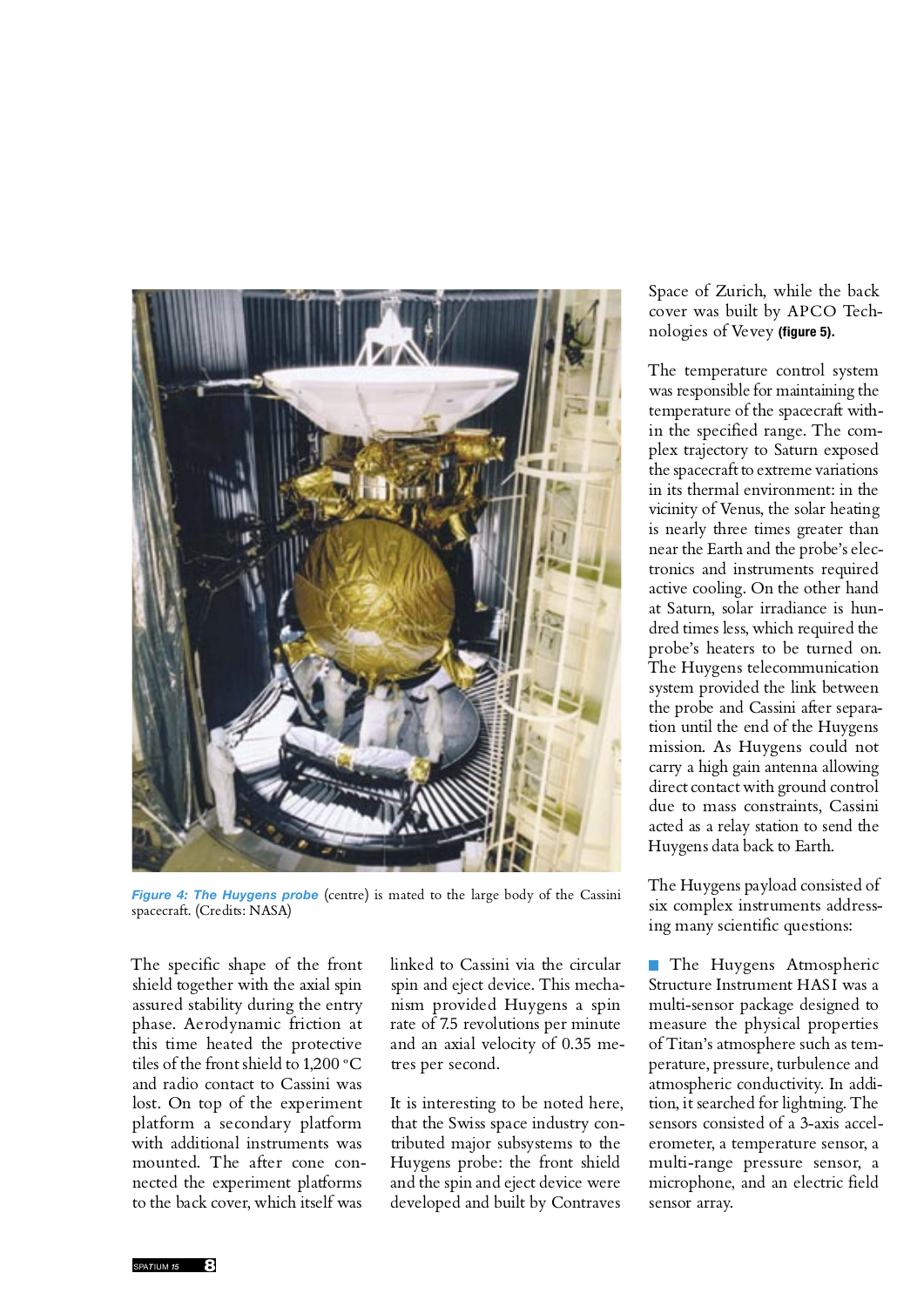*Figure 4: The Huygens probe* (centre) is mated to the large body of the Cassini spacecraft. (Credits: NASA)

The specific shape of the front shield together with the axial spin assured stability during the entry phase. Aerodynamic friction at this time heated the protective tiles of the front shield to 1,200 °C and radio contact to Cassini was lost. On top of the experiment platform a secondary platform with additional instruments was mounted. The after cone connected the experiment platforms to the back cover, which itself was linked to Cassini via the circular spin and eject device. This mechanism provided Huygens a spin rate of 7.5 revolutions per minute and an axial velocity of 0.35 metres per second.

It is interesting to be noted here, that the Swiss space industry contributed major subsystems to the Huygens probe: the front shield and the spin and eject device were developed and built by Contraves Space of Zurich, while the back cover was built by APCO Technologies of Vevey **(figure 5).**

The temperature control system was responsible for maintaining the temperature of the spacecraft within the specified range. The complex trajectory to Saturn exposed the spacecraft to extreme variations in its thermal environment: in the vicinity of Venus, the solar heating is nearly three times greater than near the Earth and the probe's electronics and instruments required active cooling. On the other hand at Saturn, solar irradiance is hundred times less, which required the probe's heaters to be turned on. The Huygens telecommunication system provided the link between the probe and Cassini after separation until the end of the Huygens mission. As Huygens could not carry a high gain antenna allowing direct contact with ground control due to mass constraints, Cassini acted as a relay station to send the Huygens data back to Earth.

The Huygens payload consisted of six complex instruments addressing many scientific questions:

- The Huygens Atmospheric Structure Instrument HASI was a multi-sensor package designed to measure the physical properties of Titan's atmosphere such as temperature, pressure, turbulence and atmospheric conductivity. In addition, it searched for lightning. The sensors consisted of a 3-axis accelerometer, a temperature sensor, a multi-range pressure sensor, a microphone, and an electric field sensor array.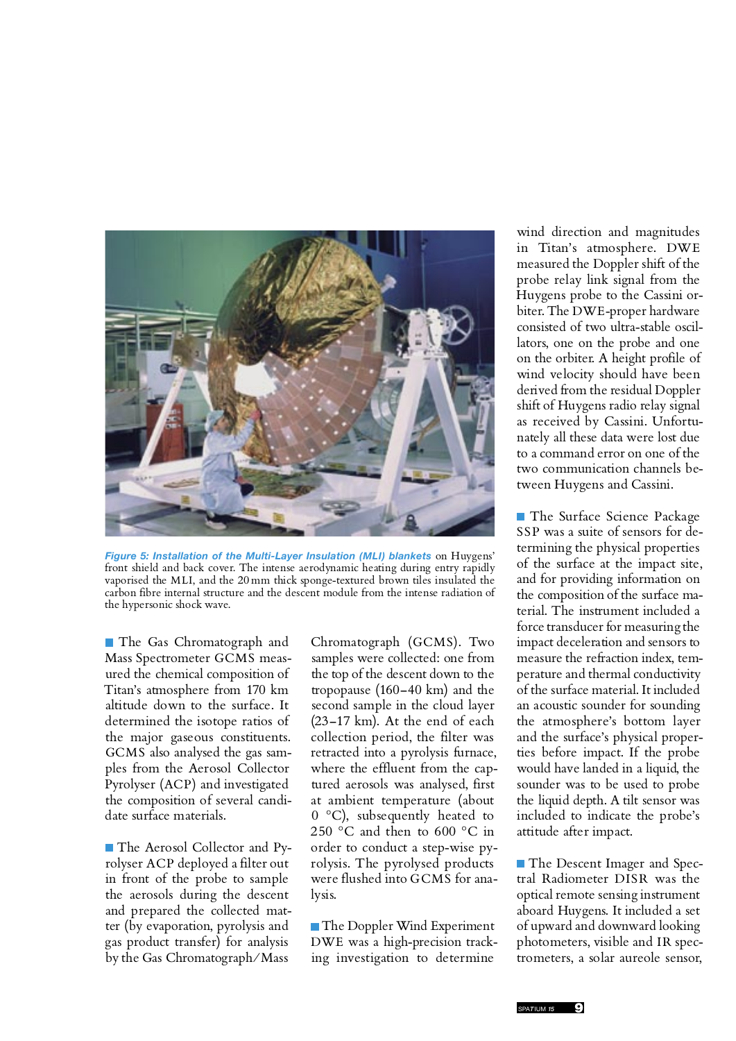**Figure 5: Installation of the Multi-Layer Insulation (MLI) blankets** on Huygens' front shield and back cover. The intense aerodynamic heating during entry rapidly vaporised the MLI, and the 20 mm thick sponge-textured brown tiles insulated the carbon fibre internal structure and the descent module from the intense radiation of the hypersonic shock wave.

The Gas Chromatograph and Mass Spectrometer GCMS measured the chemical composition of Titan's atmosphere from 170 km altitude down to the surface. It determined the isotope ratios of the major gaseous constituents. GCMS also analysed the gas samples from the Aerosol Collector Pyrolyser (ACP) and investigated the composition of several candidate surface materials.

The Aerosol Collector and Pyrolyser ACP deployed a filter out in front of the probe to sample the aerosols during the descent and prepared the collected matter (by evaporation, pyrolysis and gas product transfer) for analysis by the Gas Chromatograph/Mass Chromatograph (GCMS). Two samples were collected: one from the top of the descent down to the tropopause (160–40 km) and the second sample in the cloud layer (23–17 km). At the end of each collection period, the filter was retracted into a pyrolysis furnace, where the effluent from the captured aerosols was analysed, first at ambient temperature (about 0 °C), subsequently heated to 250 °C and then to 600 °C in order to conduct a step-wise pyrolysis. The pyrolysed products were flushed into GCMS for analysis.

The Doppler Wind Experiment DWE was a high-precision tracking investigation to determine wind direction and magnitudes in Titan's atmosphere. DWE measured the Doppler shift of the probe relay link signal from the Huygens probe to the Cassini orbiter. The DWE-proper hardware consisted of two ultra-stable oscillators, one on the probe and one on the orbiter. A height profile of wind velocity should have been derived from the residual Doppler shift of Huygens radio relay signal as received by Cassini. Unfortunately all these data were lost due to a command error on one of the two communication channels between Huygens and Cassini.

The Surface Science Package SSP was a suite of sensors for determining the physical properties of the surface at the impact site, and for providing information on the composition of the surface material. The instrument included a force transducer for measuring the impact deceleration and sensors to measure the refraction index, temperature and thermal conductivity of the surface material. It included an acoustic sounder for sounding the atmosphere's bottom layer and the surface's physical properties before impact. If the probe would have landed in a liquid, the sounder was to be used to probe the liquid depth. A tilt sensor was included to indicate the probe's attitude after impact.

The Descent Imager and Spectral Radiometer DISR was the optical remote sensing instrument aboard Huygens. It included a set of upward and downward looking photometers, visible and IR spectrometers, a solar aureole sensor,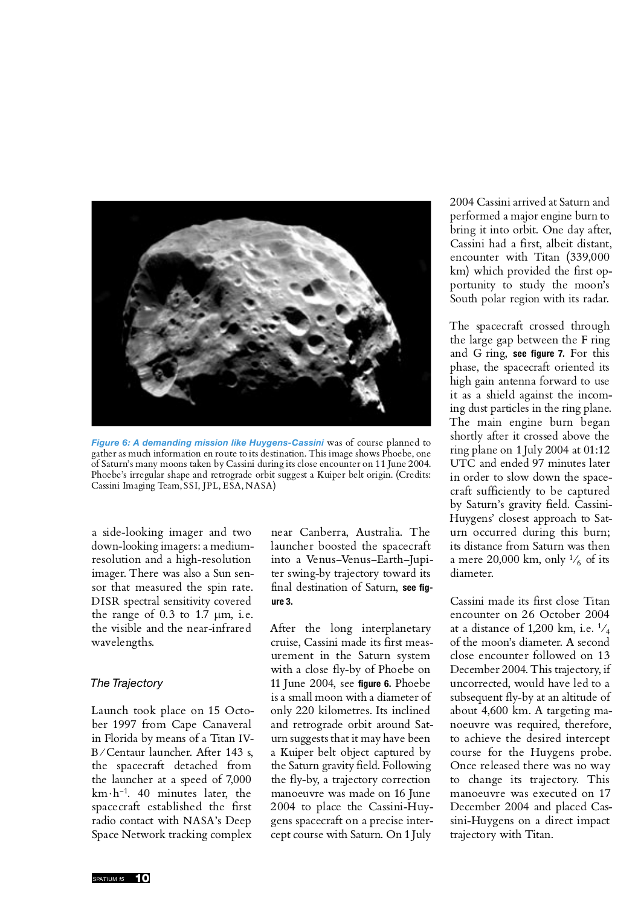*Figure 6: A demanding mission like Huygens-Cassini* was of course planned to gather as much information en route to its destination. This image shows Phoebe, one of Saturn's many moons taken by Cassini during its close encounter on 11 June 2004. Phoebe's irregular shape and retrograde orbit suggest a Kuiper belt origin. (Credits: Cassini Imaging Team, SSI, JPL, ESA, NASA)

a side-looking imager and two down-looking imagers: a medium-resolution and a high-resolution imager. There was also a Sun sensor that measured the spin rate. DISR spectral sensitivity covered the range of 0.3 to 1.7 µm, i.e. the visible and the near-infrared wavelengths.

### *The Trajectory*

Launch took place on 15 October 1997 from Cape Canaveral in Florida by means of a Titan IV-B/Centaur launcher. After 143 s, the spacecraft detached from the launcher at a speed of 7,000 $km \cdot h^{-1}$. 40 minutes later, the spacecraft established the first radio contact with NASA's Deep Space Network tracking complex near Canberra, Australia. The launcher boosted the spacecraft into a Venus–Venus–Earth–Jupiter swing-by trajectory toward its final destination of Saturn, **see figure 3.**

After the long interplanetary cruise, Cassini made its first measurement in the Saturn system with a close fly-by of Phoebe on 11 June 2004, see **figure 6.** Phoebe is a small moon with a diameter of only 220 kilometres. Its inclined and retrograde orbit around Saturn suggests that it may have been a Kuiper belt object captured by the Saturn gravity field. Following the fly-by, a trajectory correction manoeuvre was made on 16 June 2004 to place the Cassini-Huygens spacecraft on a precise intercept course with Saturn. On 1 July 2004 Cassini arrived at Saturn and performed a major engine burn to bring it into orbit. One day after, Cassini had a first, albeit distant, encounter with Titan (339,000 km) which provided the first opportunity to study the moon's South polar region with its radar.

The spacecraft crossed through the large gap between the F ring and G ring, **see figure 7.** For this phase, the spacecraft oriented its high gain antenna forward to use it as a shield against the incoming dust particles in the ring plane. The main engine burn began shortly after it crossed above the ring plane on 1 July 2004 at 01:12 UTC and ended 97 minutes later in order to slow down the spacecraft sufficiently to be captured by Saturn's gravity field. Cassini-Huygens' closest approach to Saturn occurred during this burn; its distance from Saturn was then a mere 20,000 km, only $1/6$ of its diameter.

Cassini made its first close Titan encounter on 26 October 2004 at a distance of 1,200 km, i.e. $1/4$ of the moon's diameter. A second close encounter followed on 13 December 2004. This trajectory, if uncorrected, would have led to a subsequent fly-by at an altitude of about 4,600 km. A targeting manoeuvre was required, therefore, to achieve the desired intercept course for the Huygens probe. Once released there was no way to change its trajectory. This manoeuvre was executed on 17 December 2004 and placed Cassini-Huygens on a direct impact trajectory with Titan.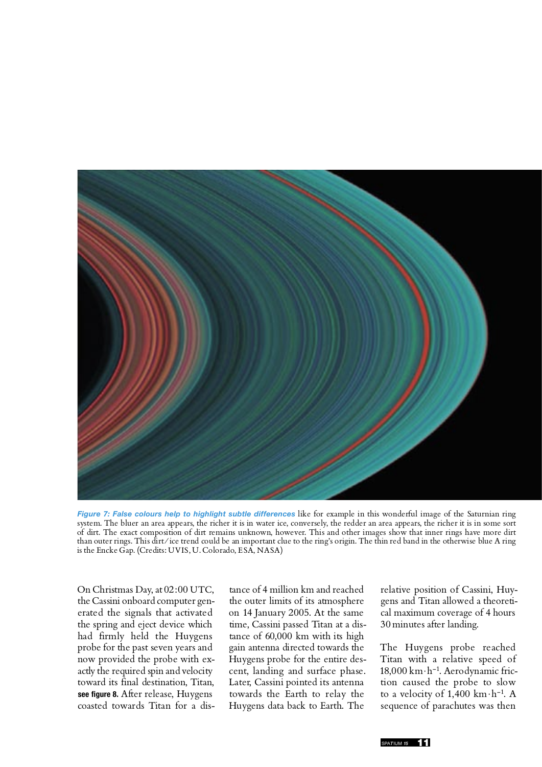*Figure 7: False colours help to highlight subtle differences* like for example in this wonderful image of the Saturnian ring system. The bluer an area appears, the richer it is in water ice, conversely, the redder an area appears, the richer it is in some sort of dirt. The exact composition of dirt remains unknown, however. This and other images show that inner rings have more dirt than outer rings. This dirt/ice trend could be an important clue to the ring's origin. The thin red band in the otherwise blue A ring is the Encke Gap. (Credits: UVIS, U. Colorado, ESA, NASA)

On Christmas Day, at 02:00 UTC, the Cassini onboard computer generated the signals that activated the spring and eject device which had firmly held the Huygens probe for the past seven years and now provided the probe with exactly the required spin and velocity toward its final destination, Titan, **see figure 8.** After release, Huygens coasted towards Titan for a distance of 4 million km and reached the outer limits of its atmosphere on 14 January 2005. At the same time, Cassini passed Titan at a distance of 60,000 km with its high gain antenna directed towards the Huygens probe for the entire descent, landing and surface phase. Later, Cassini pointed its antenna towards the Earth to relay the Huygens data back to Earth. The relative position of Cassini, Huygens and Titan allowed a theoretical maximum coverage of 4 hours 30 minutes after landing.

The Huygens probe reached Titan with a relative speed of 18,000 $km \cdot h^{-1}$. Aerodynamic friction caused the probe to slow to a velocity of 1,400 $km \cdot h^{-1}$. A sequence of parachutes was then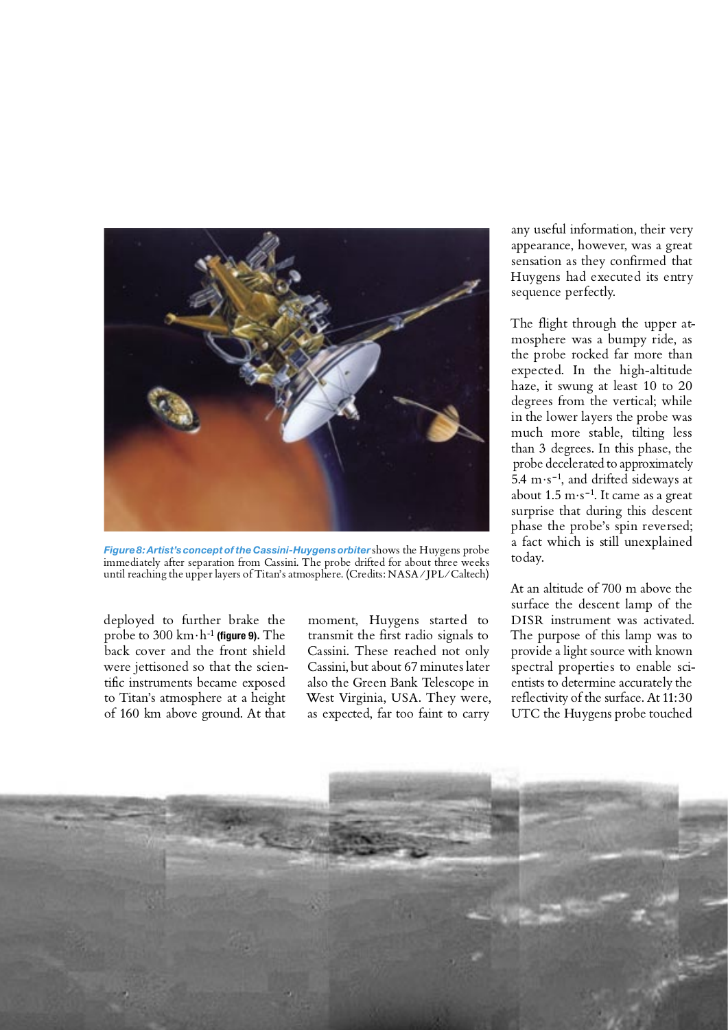**Figure 8: Artist's concept of the Cassini-Huygens orbiter** shows the Huygens probe immediately after separation from Cassini. The probe drifted for about three weeks until reaching the upper layers of Titan's atmosphere. (Credits: NASA/JPL/Caltech)

deployed to further brake the probe to 300 km·h$^{-1}$ **(figure 9).** The back cover and the front shield were jettisoned so that the scientific instruments became exposed to Titan's atmosphere at a height of 160 km above ground. At that moment, Huygens started to transmit the first radio signals to Cassini. These reached not only Cassini, but about 67 minutes later also the Green Bank Telescope in West Virginia, USA. They were, as expected, far too faint to carry any useful information, their very appearance, however, was a great sensation as they confirmed that Huygens had executed its entry sequence perfectly.

The flight through the upper atmosphere was a bumpy ride, as the probe rocked far more than expected. In the high-altitude haze, it swung at least 10 to 20 degrees from the vertical; while in the lower layers the probe was much more stable, tilting less than 3 degrees. In this phase, the probe decelerated to approximately 5.4 m·s$^{-1}$, and drifted sideways at about 1.5 m·s$^{-1}$. It came as a great surprise that during this descent phase the probe's spin reversed; a fact which is still unexplained today.

At an altitude of 700 m above the surface the descent lamp of the DISR instrument was activated. The purpose of this lamp was to provide a light source with known spectral properties to enable scientists to determine accurately the reflectivity of the surface. At 11:30 UTC the Huygens probe touched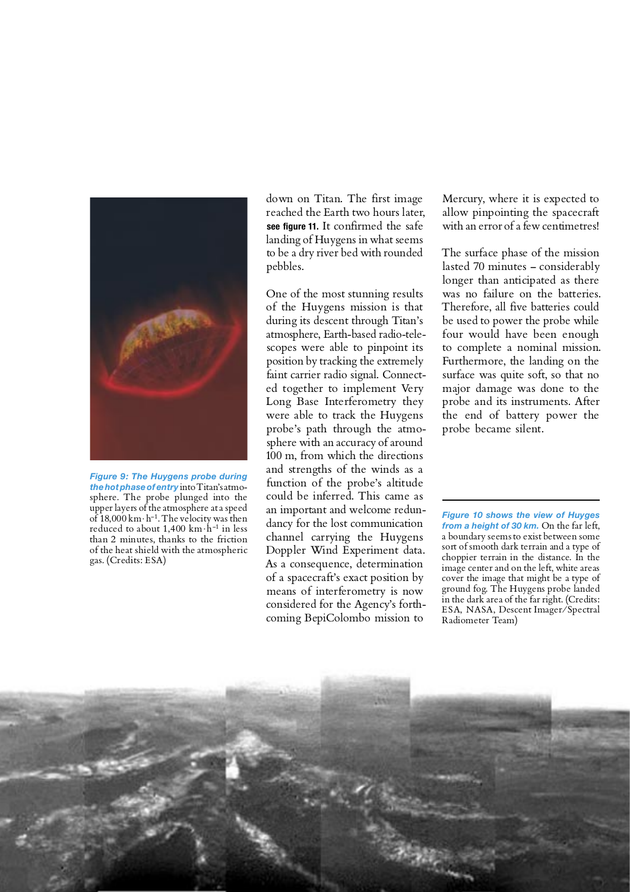*Figure 9: The Huygens probe during the hot phase of entry* into Titan's atmosphere. The probe plunged into the upper layers of the atmosphere at a speed of 18,000 km·h$^{-1}$. The velocity was then reduced to about 1,400 km·h$^{-1}$ in less than 2 minutes, thanks to the friction of the heat shield with the atmospheric gas. (Credits: ESA)

down on Titan. The first image reached the Earth two hours later, **see figure 11.** It confirmed the safe landing of Huygens in what seems to be a dry river bed with rounded pebbles.

One of the most stunning results of the Huygens mission is that during its descent through Titan's atmosphere, Earth-based radio-telescopes were able to pinpoint its position by tracking the extremely faint carrier radio signal. Connected together to implement Very Long Base Interferometry they were able to track the Huygens probe's path through the atmosphere with an accuracy of around 100 m, from which the directions and strengths of the winds as a function of the probe's altitude could be inferred. This came as an important and welcome redundancy for the lost communication channel carrying the Huygens Doppler Wind Experiment data. As a consequence, determination of a spacecraft's exact position by means of interferometry is now considered for the Agency's forthcoming BepiColombo mission to Mercury, where it is expected to allow pinpointing the spacecraft with an error of a few centimetres!

The surface phase of the mission lasted 70 minutes – considerably longer than anticipated as there was no failure on the batteries. Therefore, all five batteries could be used to power the probe while four would have been enough to complete a nominal mission. Furthermore, the landing on the surface was quite soft, so that no major damage was done to the probe and its instruments. After the end of battery power the probe became silent.

*Figure 10 shows the view of Huyges from a height of 30 km.* On the far left, a boundary seems to exist between some sort of smooth dark terrain and a type of choppier terrain in the distance. In the image center and on the left, white areas cover the image that might be a type of ground fog. The Huygens probe landed in the dark area of the far right. (Credits: ESA, NASA, Descent Imager/Spectral Radiometer Team)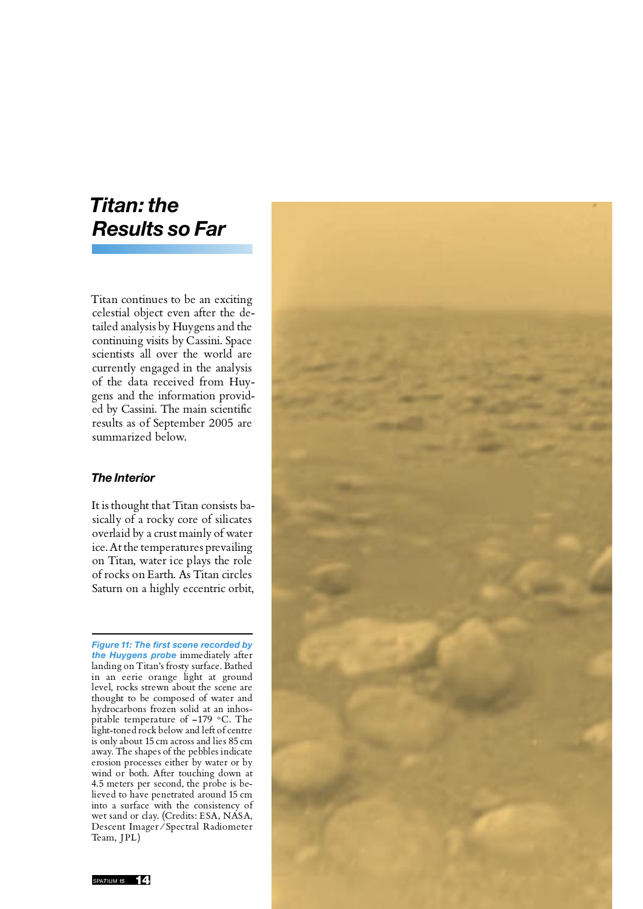# Titan: the Results so Far

Titan continues to be an exciting celestial object even after the detailed analysis by Huygens and the continuing visits by Cassini. Space scientists all over the world are currently engaged in the analysis of the data received from Huygens and the information provided by Cassini. The main scientific results as of September 2005 are summarized below.

## The Interior

It is thought that Titan consists basically of a rocky core of silicates overlaid by a crust mainly of water ice. At the temperatures prevailing on Titan, water ice plays the role of rocks on Earth. As Titan circles Saturn on a highly eccentric orbit,

***Figure 11: The first scene recorded by the Huygens probe*** immediately after landing on Titan's frosty surface. Bathed in an eerie orange light at ground level, rocks strewn about the scene are thought to be composed of water and hydrocarbons frozen solid at an inhospitable temperature of –179 °C. The light-toned rock below and left of centre is only about 15 cm across and lies 85 cm away. The shapes of the pebbles indicate erosion processes either by water or by wind or both. After touching down at 4.5 meters per second, the probe is believed to have penetrated around 15 cm into a surface with the consistency of wet sand or clay. (Credits: ESA, NASA, Descent Imager/Spectral Radiometer Team, JPL)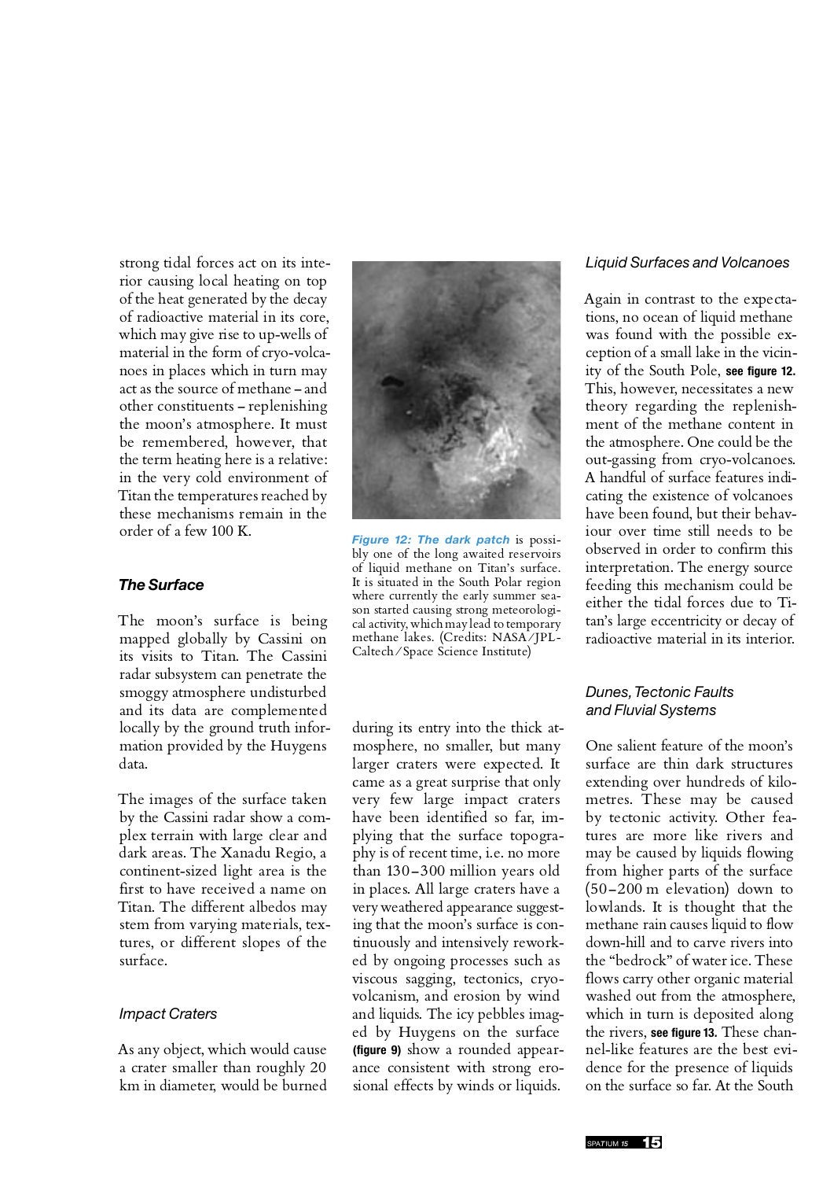strong tidal forces act on its interior causing local heating on top of the heat generated by the decay of radioactive material in its core, which may give rise to up-wells of material in the form of cryo-volcanoes in places which in turn may act as the source of methane – and other constituents – replenishing the moon's atmosphere. It must be remembered, however, that the term heating here is a relative: in the very cold environment of Titan the temperatures reached by these mechanisms remain in the order of a few 100 K.

### The Surface

The moon's surface is being mapped globally by Cassini on its visits to Titan. The Cassini radar subsystem can penetrate the smoggy atmosphere undisturbed and its data are complemented locally by the ground truth information provided by the Huygens data.

The images of the surface taken by the Cassini radar show a complex terrain with large clear and dark areas. The Xanadu Regio, a continent-sized light area is the first to have received a name on Titan. The different albedos may stem from varying materials, textures, or different slopes of the surface.

#### Impact Craters

As any object, which would cause a crater smaller than roughly 20 km in diameter, would be burned during its entry into the thick atmosphere, no smaller, but many larger craters were expected. It came as a great surprise that only very few large impact craters have been identified so far, implying that the surface topography is of recent time, i.e. no more than 130–300 million years old in places. All large craters have a very weathered appearance suggesting that the moon's surface is continuously and intensively reworked by ongoing processes such as viscous sagging, tectonics, cryovolcanism, and erosion by wind and liquids. The icy pebbles imaged by Huygens on the surface **(figure 9)** show a rounded appearance consistent with strong erosional effects by winds or liquids.

*Figure 12: The dark patch* is possibly one of the long awaited reservoirs of liquid methane on Titan's surface. It is situated in the South Polar region where currently the early summer season started causing strong meteorological activity, which may lead to temporary methane lakes. (Credits: NASA/JPL-Caltech/Space Science Institute)

#### Liquid Surfaces and Volcanoes

Again in contrast to the expectations, no ocean of liquid methane was found with the possible exception of a small lake in the vicinity of the South Pole, **see figure 12.** This, however, necessitates a new theory regarding the replenishment of the methane content in the atmosphere. One could be the out-gassing from cryo-volcanoes. A handful of surface features indicating the existence of volcanoes have been found, but their behaviour over time still needs to be observed in order to confirm this interpretation. The energy source feeding this mechanism could be either the tidal forces due to Titan's large eccentricity or decay of radioactive material in its interior.

#### Dunes, Tectonic Faults and Fluvial Systems

One salient feature of the moon's surface are thin dark structures extending over hundreds of kilometres. These may be caused by tectonic activity. Other features are more like rivers and may be caused by liquids flowing from higher parts of the surface (50–200 m elevation) down to lowlands. It is thought that the methane rain causes liquid to flow down-hill and to carve rivers into the "bedrock" of water ice. These flows carry other organic material washed out from the atmosphere, which in turn is deposited along the rivers, **see figure 13.** These channel-like features are the best evidence for the presence of liquids on the surface so far. At the South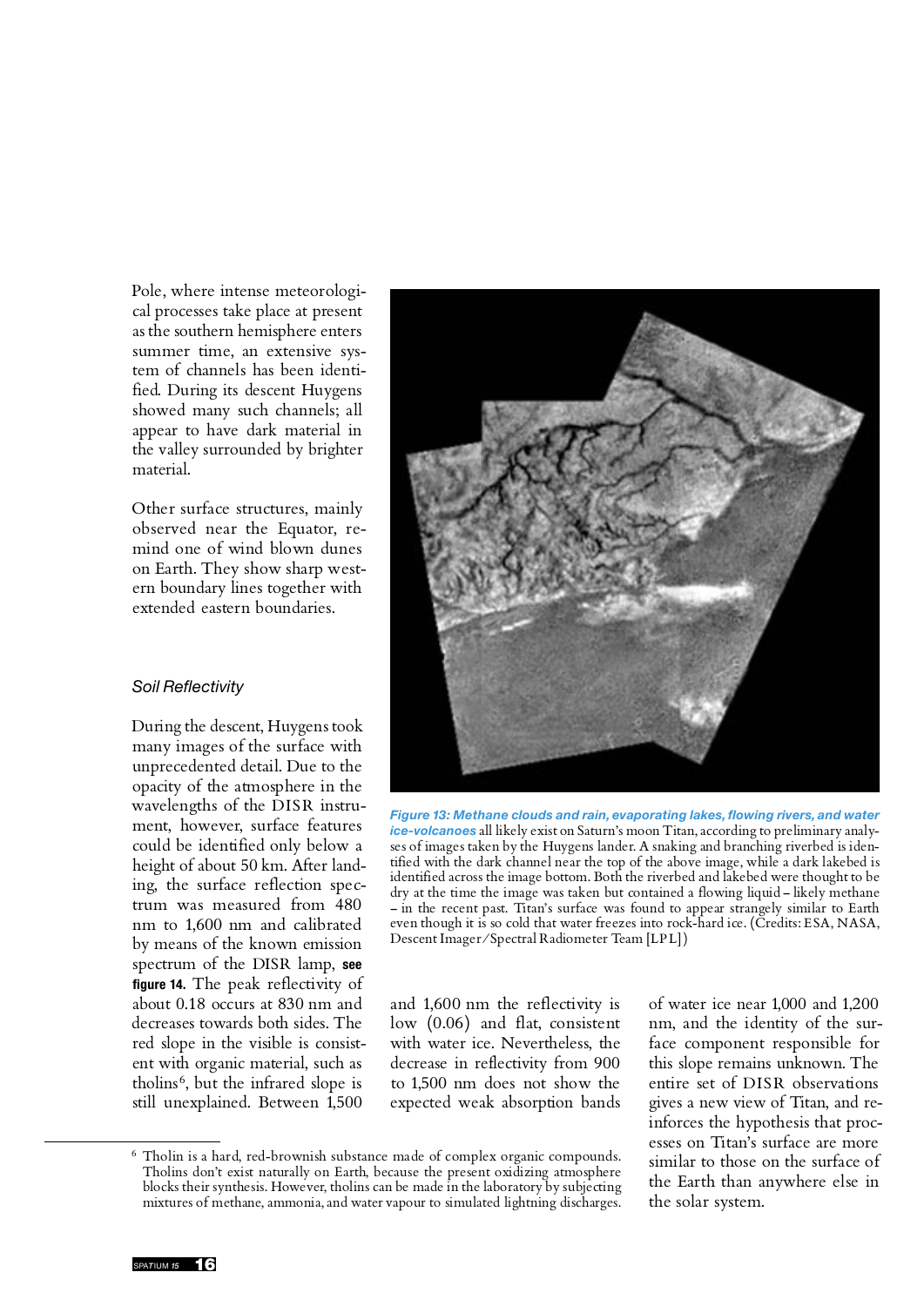Pole, where intense meteorological processes take place at present as the southern hemisphere enters summer time, an extensive system of channels has been identified. During its descent Huygens showed many such channels; all appear to have dark material in the valley surrounded by brighter material.

Other surface structures, mainly observed near the Equator, remind one of wind blown dunes on Earth. They show sharp western boundary lines together with extended eastern boundaries.

*Figure 13: Methane clouds and rain, evaporating lakes, flowing rivers, and water ice-volcanoes* all likely exist on Saturn's moon Titan, according to preliminary analyses of images taken by the Huygens lander. A snaking and branching riverbed is identified with the dark channel near the top of the above image, while a dark lakebed is identified across the image bottom. Both the riverbed and lakebed were thought to be dry at the time the image was taken but contained a flowing liquid – likely methane – in the recent past. Titan's surface was found to appear strangely similar to Earth even though it is so cold that water freezes into rock-hard ice. (Credits: ESA, NASA, Descent Imager/Spectral Radiometer Team [LPL])

### *Soil Reflectivity*

During the descent, Huygens took many images of the surface with unprecedented detail. Due to the opacity of the atmosphere in the wavelengths of the DISR instrument, however, surface features could be identified only below a height of about 50 km. After landing, the surface reflection spectrum was measured from 480 nm to 1,600 nm and calibrated by means of the known emission spectrum of the DISR lamp, **see figure 14.** The peak reflectivity of about 0.18 occurs at 830 nm and decreases towards both sides. The red slope in the visible is consistent with organic material, such as tholins[6], but the infrared slope is still unexplained. Between 1,500 and 1,600 nm the reflectivity is low (0.06) and flat, consistent with water ice. Nevertheless, the decrease in reflectivity from 900 to 1,500 nm does not show the expected weak absorption bands of water ice near 1,000 and 1,200 nm, and the identity of the surface component responsible for this slope remains unknown. The entire set of DISR observations gives a new view of Titan, and reinforces the hypothesis that processes on Titan's surface are more similar to those on the surface of the Earth than anywhere else in the solar system.

[6] Tholin is a hard, red-brownish substance made of complex organic compounds. Tholins don't exist naturally on Earth, because the present oxidizing atmosphere blocks their synthesis. However, tholins can be made in the laboratory by subjecting mixtures of methane, ammonia, and water vapour to simulated lightning discharges.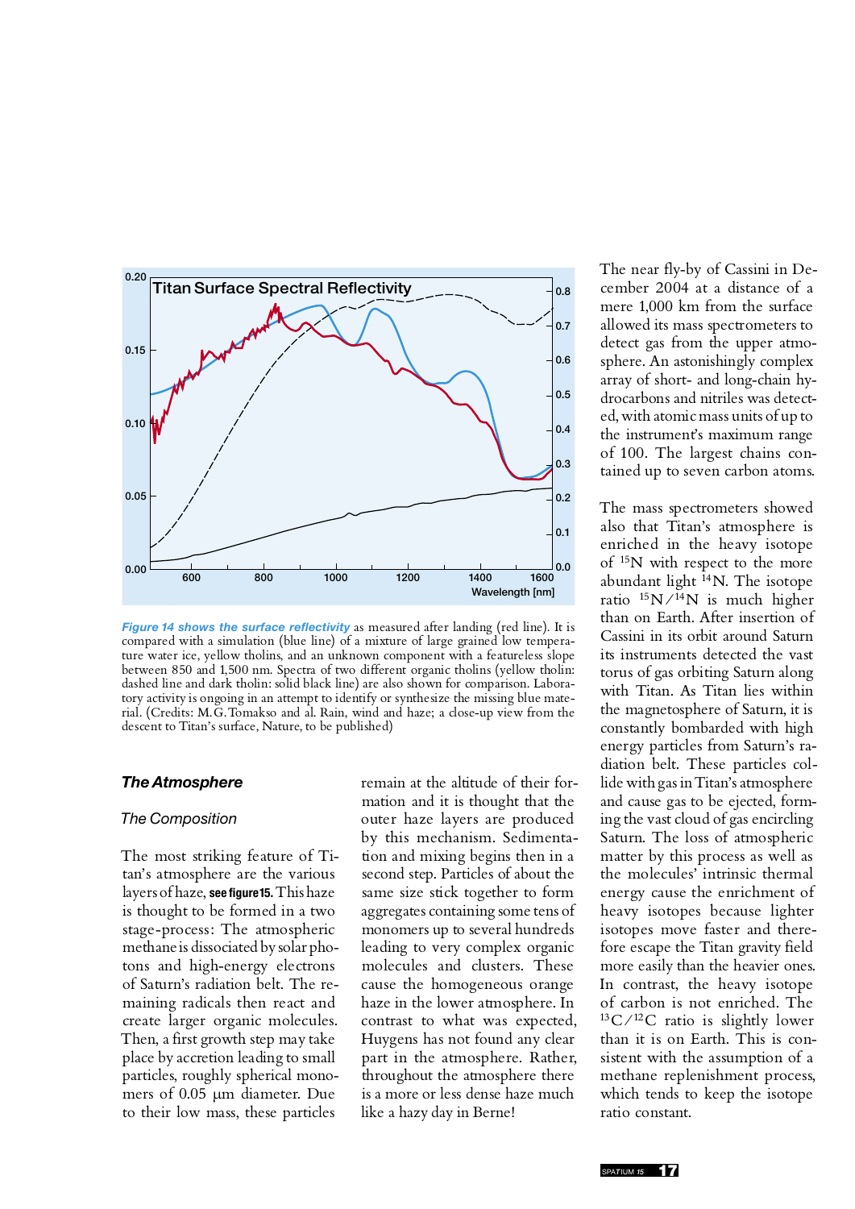Titan Surface Spectral Reflectivity

0.20
0.15
0.10
0.05
0.00

0.8
0.7
0.6
0.5
0.4
0.3
0.2
0.1
0.0

600
800
1000
1200
1400
1600
Wavelength [nm]

*Figure 14 shows the surface reflectivity* as measured after landing (red line). It is compared with a simulation (blue line) of a mixture of large grained low temperature water ice, yellow tholins, and an unknown component with a featureless slope between 850 and 1,500 nm. Spectra of two different organic tholins (yellow tholin: dashed line and dark tholin: solid black line) are also shown for comparison. Laboratory activity is ongoing in an attempt to identify or synthesize the missing blue material. (Credits: M.G. Tomakso and al. Rain, wind and haze; a close-up view from the descent to Titan's surface, Nature, to be published)

## The Atmosphere

### The Composition

The most striking feature of Titan's atmosphere are the various layers of haze, **see figure 15.** This haze is thought to be formed in a two stage-process: The atmospheric methane is dissociated by solar photons and high-energy electrons of Saturn's radiation belt. The remaining radicals then react and create larger organic molecules. Then, a first growth step may take place by accretion leading to small particles, roughly spherical monomers of 0.05 µm diameter. Due to their low mass, these particles remain at the altitude of their formation and it is thought that the outer haze layers are produced by this mechanism. Sedimentation and mixing begins then in a second step. Particles of about the same size stick together to form aggregates containing some tens of monomers up to several hundreds leading to very complex organic molecules and clusters. These cause the homogeneous orange haze in the lower atmosphere. In contrast to what was expected, Huygens has not found any clear part in the atmosphere. Rather, throughout the atmosphere there is a more or less dense haze much like a hazy day in Berne!

The near fly-by of Cassini in December 2004 at a distance of a mere 1,000 km from the surface allowed its mass spectrometers to detect gas from the upper atmosphere. An astonishingly complex array of short- and long-chain hydrocarbons and nitriles was detected, with atomic mass units of up to the instrument's maximum range of 100. The largest chains contained up to seven carbon atoms.

The mass spectrometers showed also that Titan's atmosphere is enriched in the heavy isotope of $^{15}N$ with respect to the more abundant light $^{14}N$. The isotope ratio $^{15}N/^{14}N$ is much higher than on Earth. After insertion of Cassini in its orbit around Saturn its instruments detected the vast torus of gas orbiting Saturn along with Titan. As Titan lies within the magnetosphere of Saturn, it is constantly bombarded with high energy particles from Saturn's radiation belt. These particles collide with gas in Titan's atmosphere and cause gas to be ejected, forming the vast cloud of gas encircling Saturn. The loss of atmospheric matter by this process as well as the molecules' intrinsic thermal energy cause the enrichment of heavy isotopes because lighter isotopes move faster and therefore escape the Titan gravity field more easily than the heavier ones. In contrast, the heavy isotope of carbon is not enriched. The $^{13}C/^{12}C$ ratio is slightly lower than it is on Earth. This is consistent with the assumption of a methane replenishment process, which tends to keep the isotope ratio constant.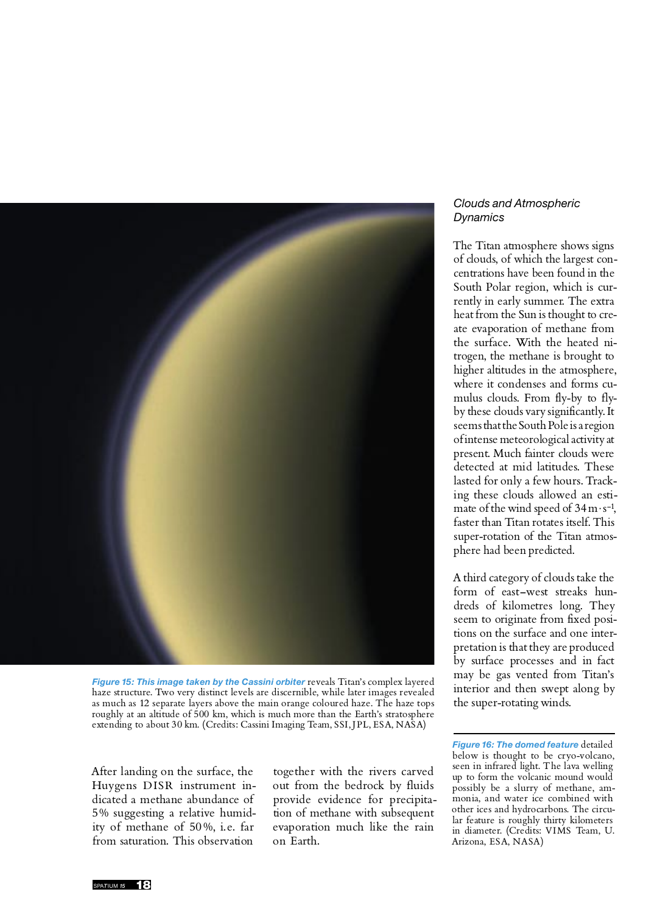## Clouds and Atmospheric Dynamics

The Titan atmosphere shows signs of clouds, of which the largest concentrations have been found in the South Polar region, which is currently in early summer. The extra heat from the Sun is thought to create evaporation of methane from the surface. With the heated nitrogen, the methane is brought to higher altitudes in the atmosphere, where it condenses and forms cumulus clouds. From fly-by to fly-by these clouds vary significantly. It seems that the South Pole is a region of intense meteorological activity at present. Much fainter clouds were detected at mid latitudes. These lasted for only a few hours. Tracking these clouds allowed an estimate of the wind speed of $34\,m \cdot s^{-1}$, faster than Titan rotates itself. This super-rotation of the Titan atmosphere had been predicted.

A third category of clouds take the form of east–west streaks hundreds of kilometres long. They seem to originate from fixed positions on the surface and one interpretation is that they are produced by surface processes and in fact may be gas vented from Titan's interior and then swept along by the super-rotating winds.

***Figure 15: This image taken by the Cassini orbiter*** reveals Titan's complex layered haze structure. Two very distinct levels are discernible, while later images revealed as much as 12 separate layers above the main orange coloured haze. The haze tops roughly at an altitude of 500 km, which is much more than the Earth's stratosphere extending to about 30 km. (Credits: Cassini Imaging Team, SSI, JPL, ESA, NASA)

After landing on the surface, the Huygens DISR instrument indicated a methane abundance of 5% suggesting a relative humidity of methane of 50%, i.e. far from saturation. This observation together with the rivers carved out from the bedrock by fluids provide evidence for precipitation of methane with subsequent evaporation much like the rain on Earth.

***Figure 16: The domed feature*** detailed below is thought to be cryo-volcano, seen in infrared light. The lava welling up to form the volcanic mound would possibly be a slurry of methane, ammonia, and water ice combined with other ices and hydrocarbons. The circular feature is roughly thirty kilometers in diameter. (Credits: VIMS Team, U. Arizona, ESA, NASA)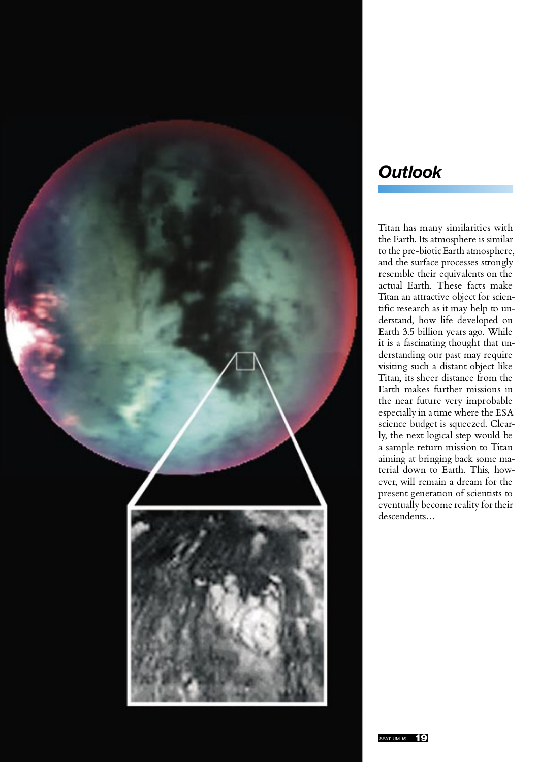## Outlook

Titan has many similarities with the Earth. Its atmosphere is similar to the pre-biotic Earth atmosphere, and the surface processes strongly resemble their equivalents on the actual Earth. These facts make Titan an attractive object for scientific research as it may help to understand, how life developed on Earth 3.5 billion years ago. While it is a fascinating thought that understanding our past may require visiting such a distant object like Titan, its sheer distance from the Earth makes further missions in the near future very improbable especially in a time where the ESA science budget is squeezed. Clearly, the next logical step would be a sample return mission to Titan aiming at bringing back some material down to Earth. This, however, will remain a dream for the present generation of scientists to eventually become reality for their descendents…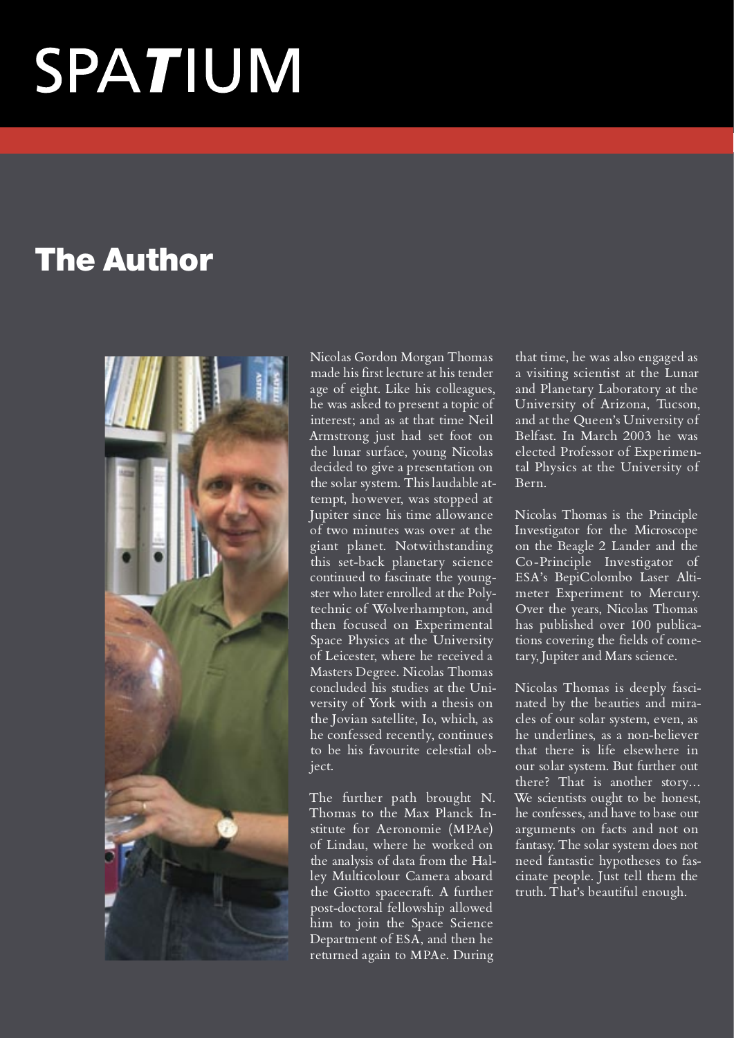# SPATIUM

## The Author

Nicolas Gordon Morgan Thomas made his first lecture at his tender age of eight. Like his colleagues, he was asked to present a topic of interest; and as at that time Neil Armstrong just had set foot on the lunar surface, young Nicolas decided to give a presentation on the solar system. This laudable attempt, however, was stopped at Jupiter since his time allowance of two minutes was over at the giant planet. Notwithstanding this set-back planetary science continued to fascinate the youngster who later enrolled at the Polytechnic of Wolverhampton, and then focused on Experimental Space Physics at the University of Leicester, where he received a Masters Degree. Nicolas Thomas concluded his studies at the University of York with a thesis on the Jovian satellite, Io, which, as he confessed recently, continues to be his favourite celestial object.

The further path brought N. Thomas to the Max Planck Institute for Aeronomie (MPAe) of Lindau, where he worked on the analysis of data from the Halley Multicolour Camera aboard the Giotto spacecraft. A further post-doctoral fellowship allowed him to join the Space Science Department of ESA, and then he returned again to MPAe. During that time, he was also engaged as a visiting scientist at the Lunar and Planetary Laboratory at the University of Arizona, Tucson, and at the Queen's University of Belfast. In March 2003 he was elected Professor of Experimental Physics at the University of Bern.

Nicolas Thomas is the Principle Investigator for the Microscope on the Beagle 2 Lander and the Co-Principle Investigator of ESA's BepiColombo Laser Altimeter Experiment to Mercury. Over the years, Nicolas Thomas has published over 100 publications covering the fields of cometary, Jupiter and Mars science.

Nicolas Thomas is deeply fascinated by the beauties and miracles of our solar system, even, as he underlines, as a non-believer that there is life elsewhere in our solar system. But further out there? That is another story... We scientists ought to be honest, he confesses, and have to base our arguments on facts and not on fantasy. The solar system does not need fantastic hypotheses to fascinate people. Just tell them the truth. That's beautiful enough.